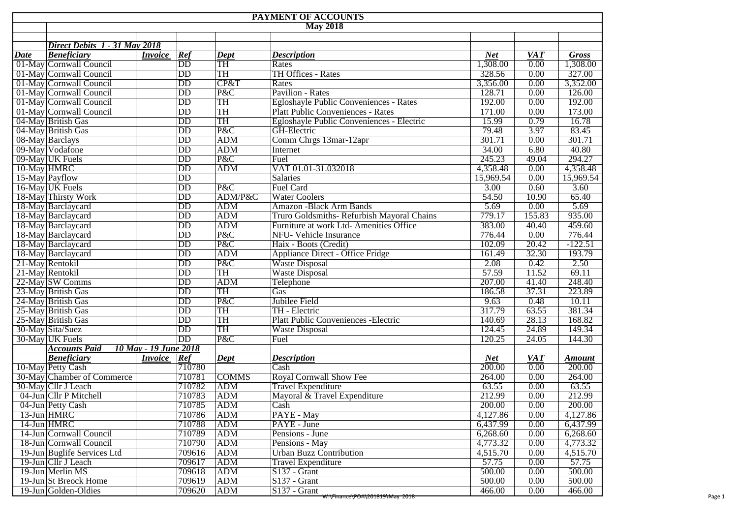# PAYMENT OF ACCOUNTS

## May 2018

| Date | Beneficiary | Invoice | Ref | Dept | Description | Net | VAT | Gross |
|---|---|---|---|---|---|---|---|---|
| | ***Direct Debits 1 - 31 May 2018*** | | | | | | | |
| ***Date*** | ***Beneficiary*** | ***Invoice*** | ***Ref*** | ***Dept*** | ***Description*** | ***Net*** | ***VAT*** | ***Gross*** |
| 01-May | Cornwall Council | | DD | TH | Rates | 1,308.00 | 0.00 | 1,308.00 |
| 01-May | Cornwall Council | | DD | TH | TH Offices - Rates | 328.56 | 0.00 | 327.00 |
| 01-May | Cornwall Council | | DD | CP&T | Rates | 3,356.00 | 0.00 | 3,352.00 |
| 01-May | Cornwall Council | | DD | P&C | Pavilion - Rates | 128.71 | 0.00 | 126.00 |
| 01-May | Cornwall Council | | DD | TH | Egloshayle Public Conveniences - Rates | 192.00 | 0.00 | 192.00 |
| 01-May | Cornwall Council | | DD | TH | Platt Public Conveniences - Rates | 171.00 | 0.00 | 173.00 |
| 04-May | British Gas | | DD | TH | Egloshayle Public Conveniences - Electric | 15.99 | 0.79 | 16.78 |
| 04-May | British Gas | | DD | P&C | GH-Electric | 79.48 | 3.97 | 83.45 |
| 08-May | Barclays | | DD | ADM | Comm Chrgs 13mar-12apr | 301.71 | 0.00 | 301.71 |
| 09-May | Vodafone | | DD | ADM | Internet | 34.00 | 6.80 | 40.80 |
| 09-May | UK Fuels | | DD | P&C | Fuel | 245.23 | 49.04 | 294.27 |
| 10-May | HMRC | | DD | ADM | VAT 01.01-31.032018 | 4,358.48 | 0.00 | 4,358.48 |
| 15-May | Payflow | | DD | | Salaries | 15,969.54 | 0.00 | 15,969.54 |
| 16-May | UK Fuels | | DD | P&C | Fuel Card | 3.00 | 0.60 | 3.60 |
| 18-May | Thirsty Work | | DD | ADM/P&C | Water Coolers | 54.50 | 10.90 | 65.40 |
| 18-May | Barclaycard | | DD | ADM | Amazon -Black Arm Bands | 5.69 | 0.00 | 5.69 |
| 18-May | Barclaycard | | DD | ADM | Truro Goldsmiths- Refurbish Mayoral Chains | 779.17 | 155.83 | 935.00 |
| 18-May | Barclaycard | | DD | ADM | Furniture at work Ltd- Amenities Office | 383.00 | 40.40 | 459.60 |
| 18-May | Barclaycard | | DD | P&C | NFU- Vehicle Insurance | 776.44 | 0.00 | 776.44 |
| 18-May | Barclaycard | | DD | P&C | Haix - Boots (Credit) | 102.09 | 20.42 | -122.51 |
| 18-May | Barclaycard | | DD | ADM | Appliance Direct - Office Fridge | 161.49 | 32.30 | 193.79 |
| 21-May | Rentokil | | DD | P&C | Waste Disposal | 2.08 | 0.42 | 2.50 |
| 21-May | Rentokil | | DD | TH | Waste Disposal | 57.59 | 11.52 | 69.11 |
| 22-May | SW Comms | | DD | ADM | Telephone | 207.00 | 41.40 | 248.40 |
| 23-May | British Gas | | DD | TH | Gas | 186.58 | 37.31 | 223.89 |
| 24-May | British Gas | | DD | P&C | Jubilee Field | 9.63 | 0.48 | 10.11 |
| 25-May | British Gas | | DD | TH | TH - Electric | 317.79 | 63.55 | 381.34 |
| 25-May | British Gas | | DD | TH | Platt Public Conveniences -Electric | 140.69 | 28.13 | 168.82 |
| 30-May | Sita/Suez | | DD | TH | Waste Disposal | 124.45 | 24.89 | 149.34 |
| 30-May | UK Fuels | | DD | P&C | Fuel | 120.25 | 24.05 | 144.30 |
| | ***Accounts Paid*** | ***10 May - 19 June 2018*** | | | | | | |
| | ***Beneficiary*** | ***Invoice*** | ***Ref*** | ***Dept*** | ***Description*** | ***Net*** | ***VAT*** | ***Amount*** |
| 10-May | Petty Cash | | 710780 | | Cash | 200.00 | 0.00 | 200.00 |
| 30-May | Chamber of Commerce | | 710781 | COMMS | Royal Cornwall Show Fee | 264.00 | 0.00 | 264.00 |
| 30-May | Cllr J Leach | | 710782 | ADM | Travel Expenditure | 63.55 | 0.00 | 63.55 |
| 04-Jun | Cllr P Mitchell | | 710783 | ADM | Mayoral & Travel Expenditure | 212.99 | 0.00 | 212.99 |
| 04-Jun | Petty Cash | | 710785 | ADM | Cash | 200.00 | 0.00 | 200.00 |
| 13-Jun | HMRC | | 710786 | ADM | PAYE - May | 4,127.86 | 0.00 | 4,127.86 |
| 14-Jun | HMRC | | 710788 | ADM | PAYE - June | 6,437.99 | 0.00 | 6,437.99 |
| 14-Jun | Cornwall Council | | 710789 | ADM | Pensions - June | 6,268.60 | 0.00 | 6,268.60 |
| 18-Jun | Cornwall Council | | 710790 | ADM | Pensions - May | 4,773.32 | 0.00 | 4,773.32 |
| 19-Jun | Buglife Services Ltd | | 709616 | ADM | Urban Buzz Contribution | 4,515.70 | 0.00 | 4,515.70 |
| 19-Jun | Cllr J Leach | | 709617 | ADM | Travel Expenditure | 57.75 | 0.00 | 57.75 |
| 19-Jun | Merlin MS | | 709618 | ADM | S137 - Grant | 500.00 | 0.00 | 500.00 |
| 19-Jun | St Breock Home | | 709619 | ADM | S137 - Grant | 500.00 | 0.00 | 500.00 |
| 19-Jun | Golden-Oldies | | 709620 | ADM | S137 - Grant | 466.00 | 0.00 | 466.00 |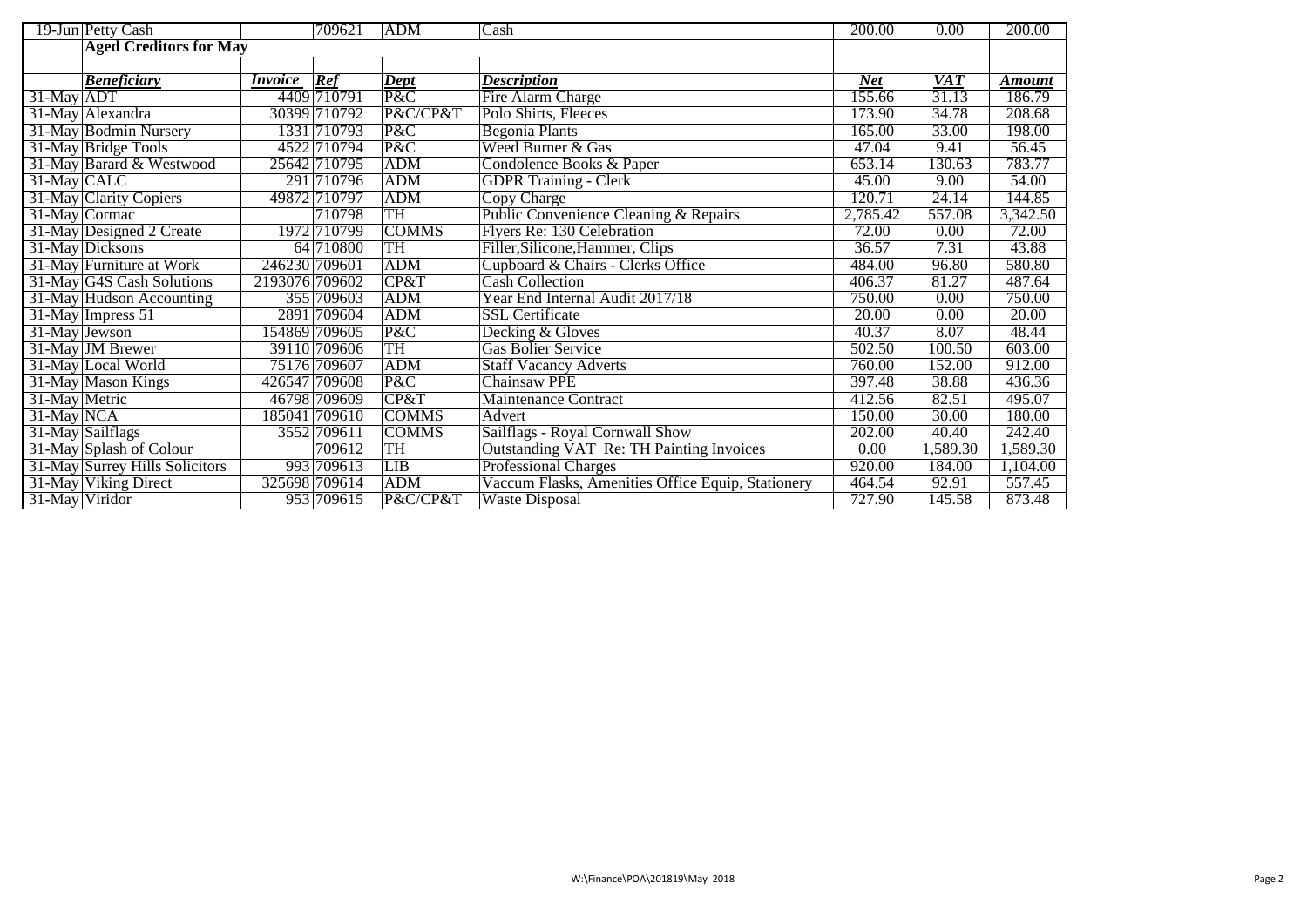| | | | | | | | | |
|---|---|---|---|---|---|---|---|---|
| 19-Jun | Petty Cash | | 709621 | ADM | Cash | 200.00 | 0.00 | 200.00 |
| | **Aged Creditors for May** | | | | | | | |
| | | | | | | | | |
| | ***Beneficiary*** | ***Invoice*** | ***Ref*** | ***Dept*** | ***Description*** | ***Net*** | ***VAT*** | ***Amount*** |
| 31-May | ADT | 4409 | 710791 | P&C | Fire Alarm Charge | 155.66 | 31.13 | 186.79 |
| 31-May | Alexandra | 30399 | 710792 | P&C/CP&T | Polo Shirts, Fleeces | 173.90 | 34.78 | 208.68 |
| 31-May | Bodmin Nursery | 1331 | 710793 | P&C | Begonia Plants | 165.00 | 33.00 | 198.00 |
| 31-May | Bridge Tools | 4522 | 710794 | P&C | Weed Burner & Gas | 47.04 | 9.41 | 56.45 |
| 31-May | Barard & Westwood | 25642 | 710795 | ADM | Condolence Books & Paper | 653.14 | 130.63 | 783.77 |
| 31-May | CALC | 291 | 710796 | ADM | GDPR Training - Clerk | 45.00 | 9.00 | 54.00 |
| 31-May | Clarity Copiers | 49872 | 710797 | ADM | Copy Charge | 120.71 | 24.14 | 144.85 |
| 31-May | Cormac | | 710798 | TH | Public Convenience Cleaning & Repairs | 2,785.42 | 557.08 | 3,342.50 |
| 31-May | Designed 2 Create | 1972 | 710799 | COMMS | Flyers Re: 130 Celebration | 72.00 | 0.00 | 72.00 |
| 31-May | Dicksons | 64 | 710800 | TH | Filler,Silicone,Hammer, Clips | 36.57 | 7.31 | 43.88 |
| 31-May | Furniture at Work | 246230 | 709601 | ADM | Cupboard & Chairs - Clerks Office | 484.00 | 96.80 | 580.80 |
| 31-May | G4S Cash Solutions | 2193076 | 709602 | CP&T | Cash Collection | 406.37 | 81.27 | 487.64 |
| 31-May | Hudson Accounting | 355 | 709603 | ADM | Year End Internal Audit 2017/18 | 750.00 | 0.00 | 750.00 |
| 31-May | Impress 51 | 2891 | 709604 | ADM | SSL Certificate | 20.00 | 0.00 | 20.00 |
| 31-May | Jewson | 154869 | 709605 | P&C | Decking & Gloves | 40.37 | 8.07 | 48.44 |
| 31-May | JM Brewer | 39110 | 709606 | TH | Gas Bolier Service | 502.50 | 100.50 | 603.00 |
| 31-May | Local World | 75176 | 709607 | ADM | Staff Vacancy Adverts | 760.00 | 152.00 | 912.00 |
| 31-May | Mason Kings | 426547 | 709608 | P&C | Chainsaw PPE | 397.48 | 38.88 | 436.36 |
| 31-May | Metric | 46798 | 709609 | CP&T | Maintenance Contract | 412.56 | 82.51 | 495.07 |
| 31-May | NCA | 185041 | 709610 | COMMS | Advert | 150.00 | 30.00 | 180.00 |
| 31-May | Sailflags | 3552 | 709611 | COMMS | Sailflags - Royal Cornwall Show | 202.00 | 40.40 | 242.40 |
| 31-May | Splash of Colour | | 709612 | TH | Outstanding VAT Re: TH Painting Invoices | 0.00 | 1,589.30 | 1,589.30 |
| 31-May | Surrey Hills Solicitors | 993 | 709613 | LIB | Professional Charges | 920.00 | 184.00 | 1,104.00 |
| 31-May | Viking Direct | 325698 | 709614 | ADM | Vaccum Flasks, Amenities Office Equip, Stationery | 464.54 | 92.91 | 557.45 |
| 31-May | Viridor | 953 | 709615 | P&C/CP&T | Waste Disposal | 727.90 | 145.58 | 873.48 |

W:\Finance\POA\201819\May 2018